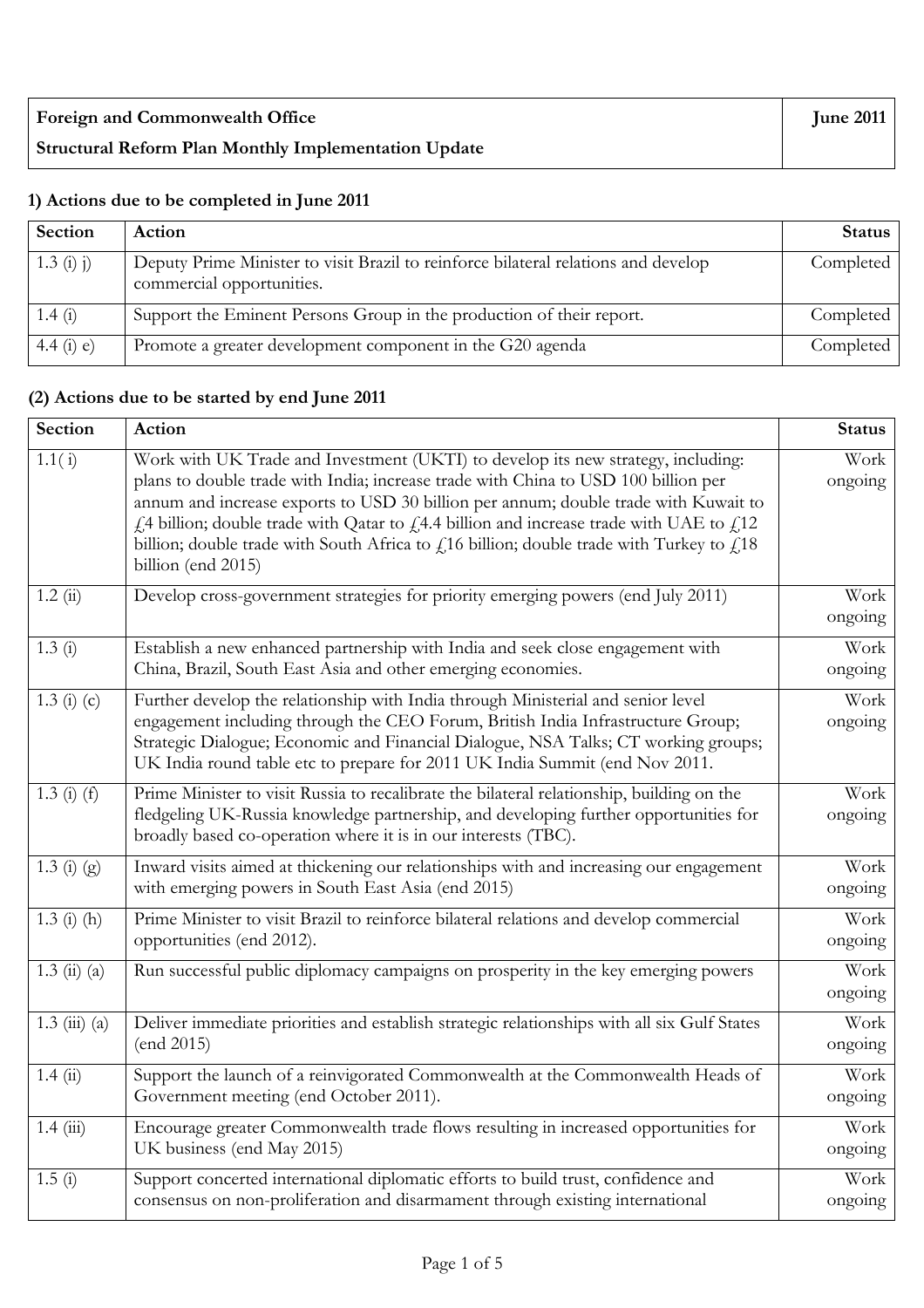| **Foreign and Commonwealth Office** | **June 2011** |
|---|---|
| **Structural Reform Plan Monthly Implementation Update** | |

### 1) Actions due to be completed in June 2011

| Section | Action | Status |
|---|---|---|
| 1.3 (i) j) | Deputy Prime Minister to visit Brazil to reinforce bilateral relations and develop commercial opportunities. | Completed |
| 1.4 (i) | Support the Eminent Persons Group in the production of their report. | Completed |
| 4.4 (i) e) | Promote a greater development component in the G20 agenda | Completed |

### (2) Actions due to be started by end June 2011

| Section | Action | Status |
|---|---|---|
| 1.1( i) | Work with UK Trade and Investment (UKTI) to develop its new strategy, including: plans to double trade with India; increase trade with China to USD 100 billion per annum and increase exports to USD 30 billion per annum; double trade with Kuwait to £4 billion; double trade with Qatar to £4.4 billion and increase trade with UAE to £12 billion; double trade with South Africa to £16 billion; double trade with Turkey to £18 billion (end 2015) | Work ongoing |
| 1.2 (ii) | Develop cross-government strategies for priority emerging powers (end July 2011) | Work ongoing |
| 1.3 (i) | Establish a new enhanced partnership with India and seek close engagement with China, Brazil, South East Asia and other emerging economies. | Work ongoing |
| 1.3 (i) (c) | Further develop the relationship with India through Ministerial and senior level engagement including through the CEO Forum, British India Infrastructure Group; Strategic Dialogue; Economic and Financial Dialogue, NSA Talks; CT working groups; UK India round table etc to prepare for 2011 UK India Summit (end Nov 2011. | Work ongoing |
| 1.3 (i) (f) | Prime Minister to visit Russia to recalibrate the bilateral relationship, building on the fledgeling UK-Russia knowledge partnership, and developing further opportunities for broadly based co-operation where it is in our interests (TBC). | Work ongoing |
| 1.3 (i) (g) | Inward visits aimed at thickening our relationships with and increasing our engagement with emerging powers in South East Asia (end 2015) | Work ongoing |
| 1.3 (i) (h) | Prime Minister to visit Brazil to reinforce bilateral relations and develop commercial opportunities (end 2012). | Work ongoing |
| 1.3 (ii) (a) | Run successful public diplomacy campaigns on prosperity in the key emerging powers | Work ongoing |
| 1.3 (iii) (a) | Deliver immediate priorities and establish strategic relationships with all six Gulf States (end 2015) | Work ongoing |
| 1.4 (ii) | Support the launch of a reinvigorated Commonwealth at the Commonwealth Heads of Government meeting (end October 2011). | Work ongoing |
| 1.4 (iii) | Encourage greater Commonwealth trade flows resulting in increased opportunities for UK business (end May 2015) | Work ongoing |
| 1.5 (i) | Support concerted international diplomatic efforts to build trust, confidence and consensus on non-proliferation and disarmament through existing international | Work ongoing |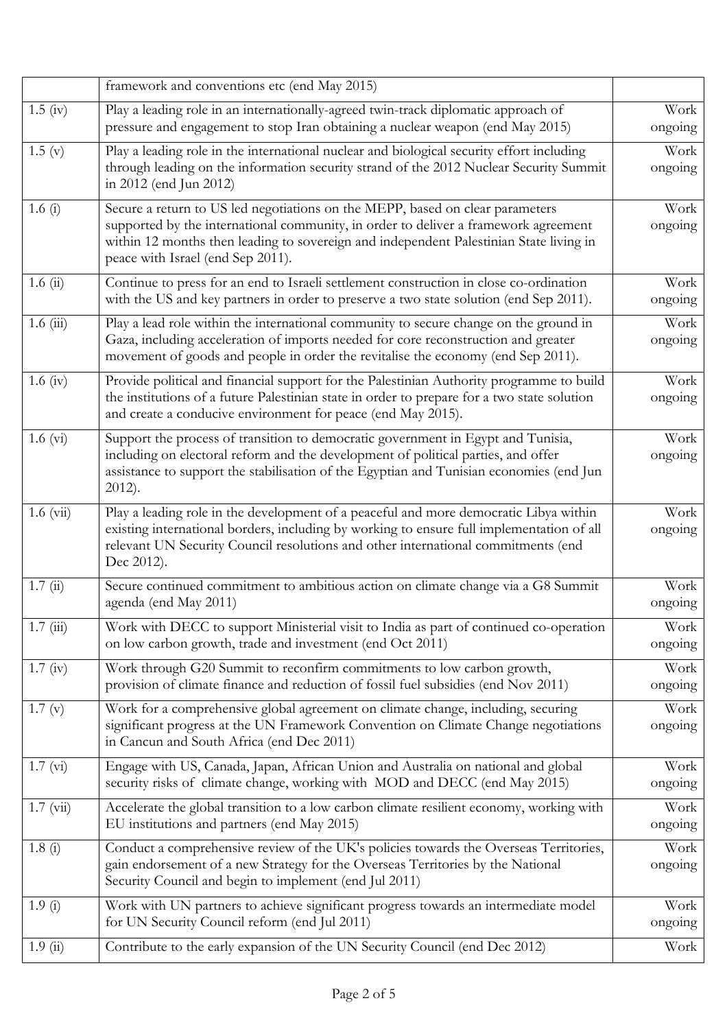| | | |
|---|---|---|
| | framework and conventions etc (end May 2015) | |
| 1.5 (iv) | Play a leading role in an internationally-agreed twin-track diplomatic approach of pressure and engagement to stop Iran obtaining a nuclear weapon (end May 2015) | Work ongoing |
| 1.5 (v) | Play a leading role in the international nuclear and biological security effort including through leading on the information security strand of the 2012 Nuclear Security Summit in 2012 (end Jun 2012) | Work ongoing |
| 1.6 (i) | Secure a return to US led negotiations on the MEPP, based on clear parameters supported by the international community, in order to deliver a framework agreement within 12 months then leading to sovereign and independent Palestinian State living in peace with Israel (end Sep 2011). | Work ongoing |
| 1.6 (ii) | Continue to press for an end to Israeli settlement construction in close co-ordination with the US and key partners in order to preserve a two state solution (end Sep 2011). | Work ongoing |
| 1.6 (iii) | Play a lead role within the international community to secure change on the ground in Gaza, including acceleration of imports needed for core reconstruction and greater movement of goods and people in order the revitalise the economy (end Sep 2011). | Work ongoing |
| 1.6 (iv) | Provide political and financial support for the Palestinian Authority programme to build the institutions of a future Palestinian state in order to prepare for a two state solution and create a conducive environment for peace (end May 2015). | Work ongoing |
| 1.6 (vi) | Support the process of transition to democratic government in Egypt and Tunisia, including on electoral reform and the development of political parties, and offer assistance to support the stabilisation of the Egyptian and Tunisian economies (end Jun 2012). | Work ongoing |
| 1.6 (vii) | Play a leading role in the development of a peaceful and more democratic Libya within existing international borders, including by working to ensure full implementation of all relevant UN Security Council resolutions and other international commitments (end Dec 2012). | Work ongoing |
| 1.7 (ii) | Secure continued commitment to ambitious action on climate change via a G8 Summit agenda (end May 2011) | Work ongoing |
| 1.7 (iii) | Work with DECC to support Ministerial visit to India as part of continued co-operation on low carbon growth, trade and investment (end Oct 2011) | Work ongoing |
| 1.7 (iv) | Work through G20 Summit to reconfirm commitments to low carbon growth, provision of climate finance and reduction of fossil fuel subsidies (end Nov 2011) | Work ongoing |
| 1.7 (v) | Work for a comprehensive global agreement on climate change, including, securing significant progress at the UN Framework Convention on Climate Change negotiations in Cancun and South Africa (end Dec 2011) | Work ongoing |
| 1.7 (vi) | Engage with US, Canada, Japan, African Union and Australia on national and global security risks of climate change, working with MOD and DECC (end May 2015) | Work ongoing |
| 1.7 (vii) | Accelerate the global transition to a low carbon climate resilient economy, working with EU institutions and partners (end May 2015) | Work ongoing |
| 1.8 (i) | Conduct a comprehensive review of the UK's policies towards the Overseas Territories, gain endorsement of a new Strategy for the Overseas Territories by the National Security Council and begin to implement (end Jul 2011) | Work ongoing |
| 1.9 (i) | Work with UN partners to achieve significant progress towards an intermediate model for UN Security Council reform (end Jul 2011) | Work ongoing |
| 1.9 (ii) | Contribute to the early expansion of the UN Security Council (end Dec 2012) | Work |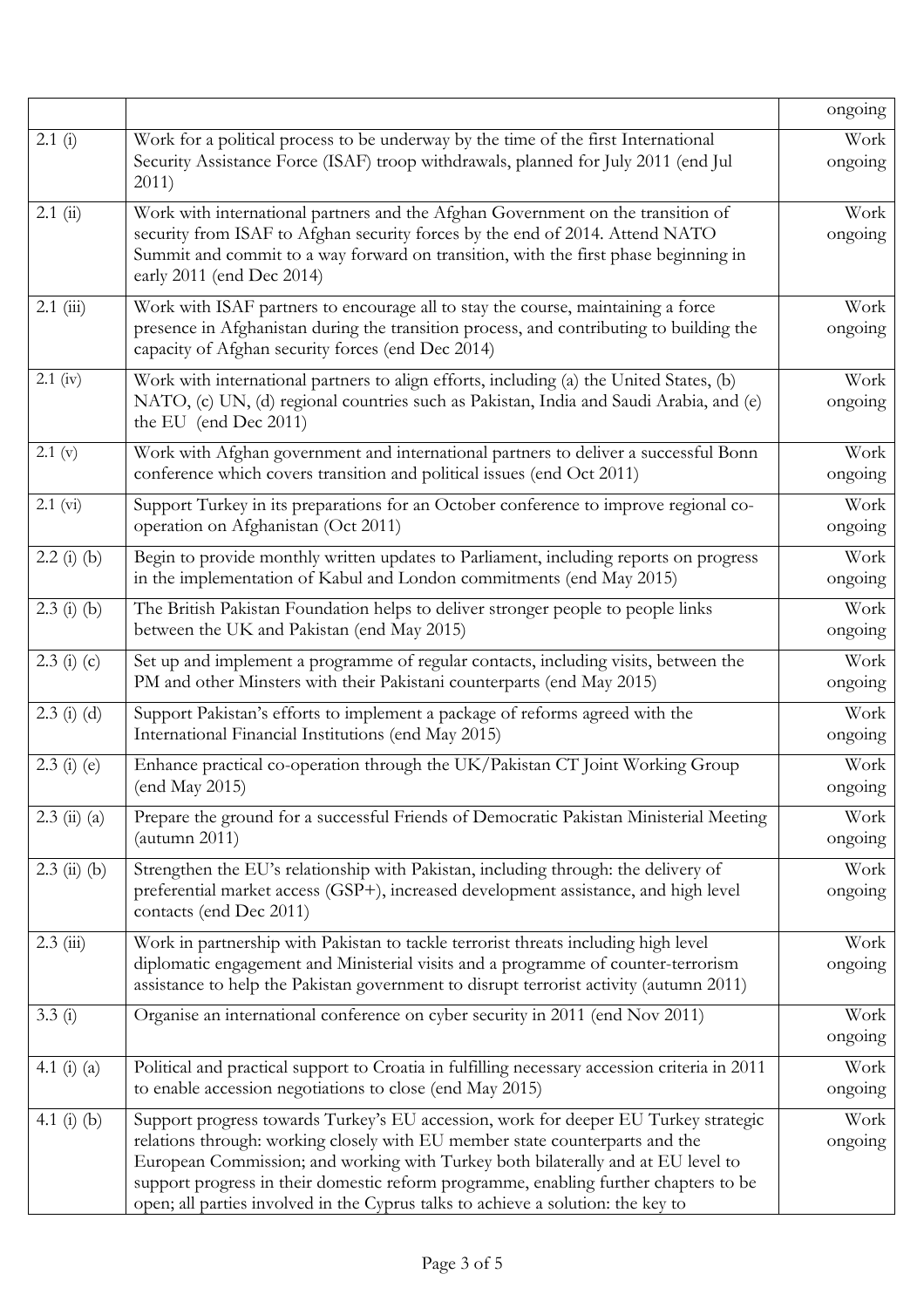| | | |
|---|---|---|
| | | ongoing |
| 2.1 (i) | Work for a political process to be underway by the time of the first International Security Assistance Force (ISAF) troop withdrawals, planned for July 2011 (end Jul 2011) | Work ongoing |
| 2.1 (ii) | Work with international partners and the Afghan Government on the transition of security from ISAF to Afghan security forces by the end of 2014. Attend NATO Summit and commit to a way forward on transition, with the first phase beginning in early 2011 (end Dec 2014) | Work ongoing |
| 2.1 (iii) | Work with ISAF partners to encourage all to stay the course, maintaining a force presence in Afghanistan during the transition process, and contributing to building the capacity of Afghan security forces (end Dec 2014) | Work ongoing |
| 2.1 (iv) | Work with international partners to align efforts, including (a) the United States, (b) NATO, (c) UN, (d) regional countries such as Pakistan, India and Saudi Arabia, and (e) the EU (end Dec 2011) | Work ongoing |
| 2.1 (v) | Work with Afghan government and international partners to deliver a successful Bonn conference which covers transition and political issues (end Oct 2011) | Work ongoing |
| 2.1 (vi) | Support Turkey in its preparations for an October conference to improve regional co-operation on Afghanistan (Oct 2011) | Work ongoing |
| 2.2 (i) (b) | Begin to provide monthly written updates to Parliament, including reports on progress in the implementation of Kabul and London commitments (end May 2015) | Work ongoing |
| 2.3 (i) (b) | The British Pakistan Foundation helps to deliver stronger people to people links between the UK and Pakistan (end May 2015) | Work ongoing |
| 2.3 (i) (c) | Set up and implement a programme of regular contacts, including visits, between the PM and other Minsters with their Pakistani counterparts (end May 2015) | Work ongoing |
| 2.3 (i) (d) | Support Pakistan's efforts to implement a package of reforms agreed with the International Financial Institutions (end May 2015) | Work ongoing |
| 2.3 (i) (e) | Enhance practical co-operation through the UK/Pakistan CT Joint Working Group (end May 2015) | Work ongoing |
| 2.3 (ii) (a) | Prepare the ground for a successful Friends of Democratic Pakistan Ministerial Meeting (autumn 2011) | Work ongoing |
| 2.3 (ii) (b) | Strengthen the EU's relationship with Pakistan, including through: the delivery of preferential market access (GSP+), increased development assistance, and high level contacts (end Dec 2011) | Work ongoing |
| 2.3 (iii) | Work in partnership with Pakistan to tackle terrorist threats including high level diplomatic engagement and Ministerial visits and a programme of counter-terrorism assistance to help the Pakistan government to disrupt terrorist activity (autumn 2011) | Work ongoing |
| 3.3 (i) | Organise an international conference on cyber security in 2011 (end Nov 2011) | Work ongoing |
| 4.1 (i) (a) | Political and practical support to Croatia in fulfilling necessary accession criteria in 2011 to enable accession negotiations to close (end May 2015) | Work ongoing |
| 4.1 (i) (b) | Support progress towards Turkey's EU accession, work for deeper EU Turkey strategic relations through: working closely with EU member state counterparts and the European Commission; and working with Turkey both bilaterally and at EU level to support progress in their domestic reform programme, enabling further chapters to be open; all parties involved in the Cyprus talks to achieve a solution: the key to | Work ongoing |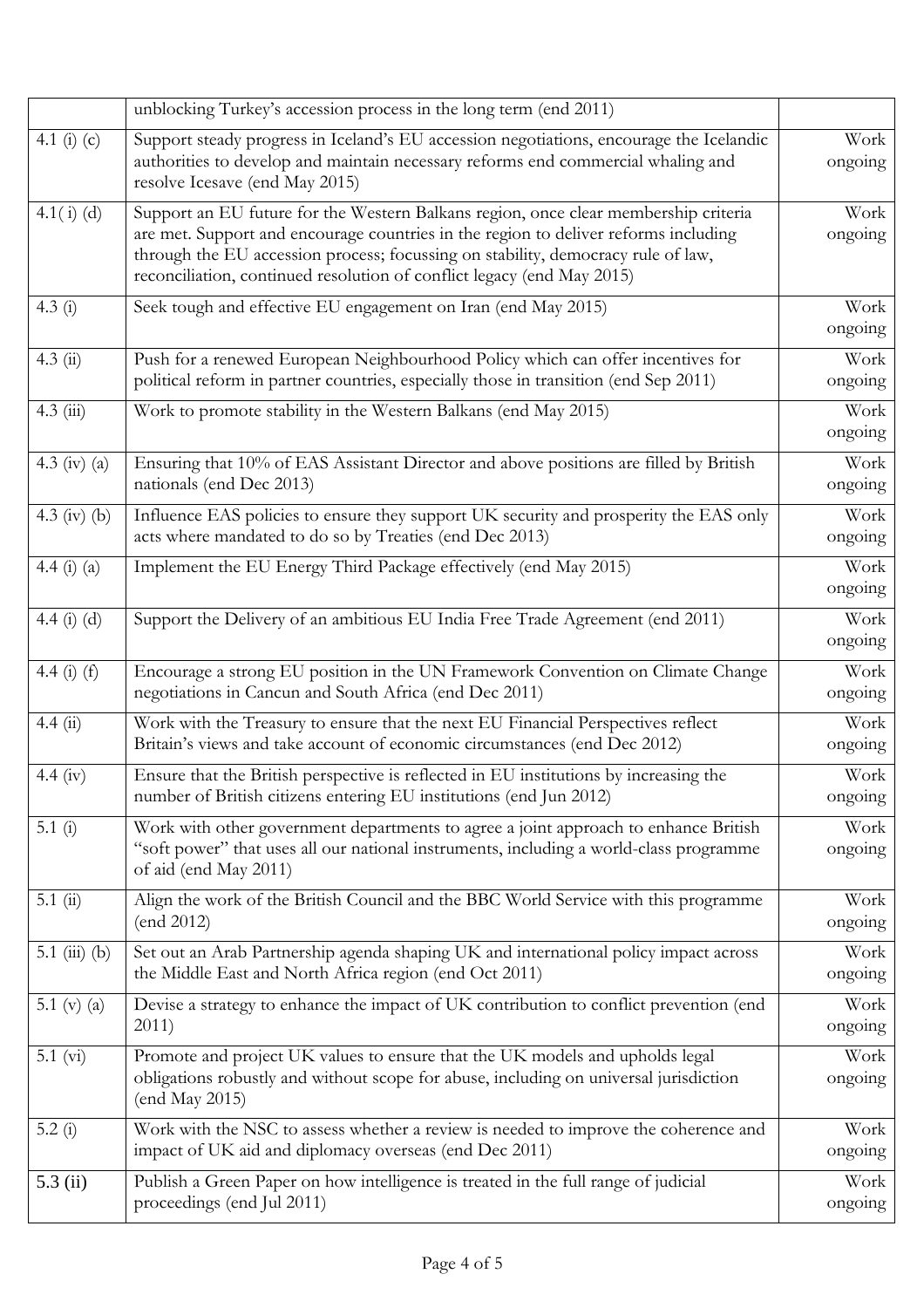| | | |
|---|---|---|
| | unblocking Turkey's accession process in the long term (end 2011) | |
| 4.1 (i) (c) | Support steady progress in Iceland's EU accession negotiations, encourage the Icelandic authorities to develop and maintain necessary reforms end commercial whaling and resolve Icesave (end May 2015) | Work ongoing |
| 4.1( i) (d) | Support an EU future for the Western Balkans region, once clear membership criteria are met. Support and encourage countries in the region to deliver reforms including through the EU accession process; focussing on stability, democracy rule of law, reconciliation, continued resolution of conflict legacy (end May 2015) | Work ongoing |
| 4.3 (i) | Seek tough and effective EU engagement on Iran (end May 2015) | Work ongoing |
| 4.3 (ii) | Push for a renewed European Neighbourhood Policy which can offer incentives for political reform in partner countries, especially those in transition (end Sep 2011) | Work ongoing |
| 4.3 (iii) | Work to promote stability in the Western Balkans (end May 2015) | Work ongoing |
| 4.3 (iv) (a) | Ensuring that 10% of EAS Assistant Director and above positions are filled by British nationals (end Dec 2013) | Work ongoing |
| 4.3 (iv) (b) | Influence EAS policies to ensure they support UK security and prosperity the EAS only acts where mandated to do so by Treaties (end Dec 2013) | Work ongoing |
| 4.4 (i) (a) | Implement the EU Energy Third Package effectively (end May 2015) | Work ongoing |
| 4.4 (i) (d) | Support the Delivery of an ambitious EU India Free Trade Agreement (end 2011) | Work ongoing |
| 4.4 (i) (f) | Encourage a strong EU position in the UN Framework Convention on Climate Change negotiations in Cancun and South Africa (end Dec 2011) | Work ongoing |
| 4.4 (ii) | Work with the Treasury to ensure that the next EU Financial Perspectives reflect Britain's views and take account of economic circumstances (end Dec 2012) | Work ongoing |
| 4.4 (iv) | Ensure that the British perspective is reflected in EU institutions by increasing the number of British citizens entering EU institutions (end Jun 2012) | Work ongoing |
| 5.1 (i) | Work with other government departments to agree a joint approach to enhance British "soft power" that uses all our national instruments, including a world-class programme of aid (end May 2011) | Work ongoing |
| 5.1 (ii) | Align the work of the British Council and the BBC World Service with this programme (end 2012) | Work ongoing |
| 5.1 (iii) (b) | Set out an Arab Partnership agenda shaping UK and international policy impact across the Middle East and North Africa region (end Oct 2011) | Work ongoing |
| 5.1 (v) (a) | Devise a strategy to enhance the impact of UK contribution to conflict prevention (end 2011) | Work ongoing |
| 5.1 (vi) | Promote and project UK values to ensure that the UK models and upholds legal obligations robustly and without scope for abuse, including on universal jurisdiction (end May 2015) | Work ongoing |
| 5.2 (i) | Work with the NSC to assess whether a review is needed to improve the coherence and impact of UK aid and diplomacy overseas (end Dec 2011) | Work ongoing |
| 5.3 (ii) | Publish a Green Paper on how intelligence is treated in the full range of judicial proceedings (end Jul 2011) | Work ongoing |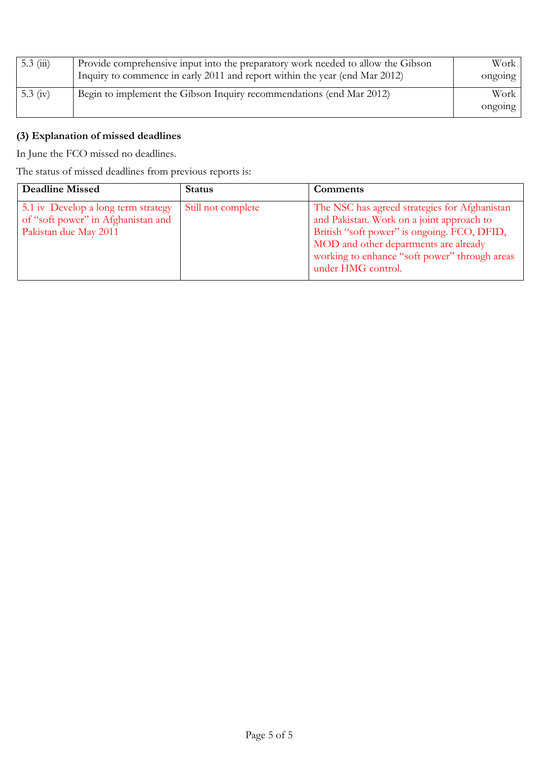| | | |
|---|---|---|
| 5.3 (iii) | Provide comprehensive input into the preparatory work needed to allow the Gibson Inquiry to commence in early 2011 and report within the year (end Mar 2012) | Work ongoing |
| 5.3 (iv) | Begin to implement the Gibson Inquiry recommendations (end Mar 2012) | Work ongoing |

**(3) Explanation of missed deadlines**

In June the FCO missed no deadlines.

The status of missed deadlines from previous reports is:

| Deadline Missed | Status | Comments |
|---|---|---|
| 5.1 iv Develop a long term strategy of "soft power" in Afghanistan and Pakistan due May 2011 | Still not complete | The NSC has agreed strategies for Afghanistan and Pakistan. Work on a joint approach to British "soft power" is ongoing. FCO, DFID, MOD and other departments are already working to enhance "soft power" through areas under HMG control. |